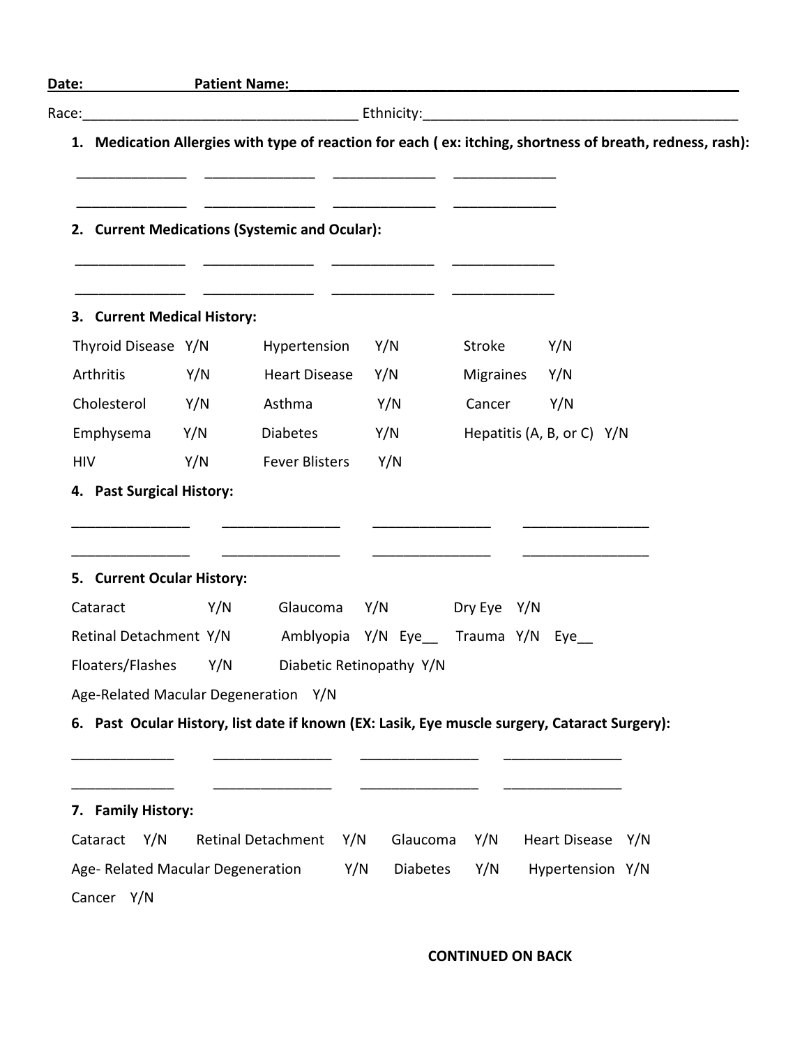**Date:** ______________ **Patient Name:**_____________________________________________________________

Race:____________________________________ Ethnicity:__________________________________________

1. **Medication Allergies with type of reaction for each ( ex: itching, shortness of breath, redness, rash):**

______________ ______________ _____________ _____________

______________ ______________ _____________ _____________

2. **Current Medications (Systemic and Ocular):**

______________ ______________ _____________ _____________

______________ ______________ _____________ _____________

3. **Current Medical History:**

| | | | | | |
|---|---|---|---|---|---|
| Thyroid Disease | Y/N | Hypertension | Y/N | Stroke | Y/N |
| Arthritis | Y/N | Heart Disease | Y/N | Migraines | Y/N |
| Cholesterol | Y/N | Asthma | Y/N | Cancer | Y/N |
| Emphysema | Y/N | Diabetes | Y/N | Hepatitis (A, B, or C) | Y/N |
| HIV | Y/N | Fever Blisters | Y/N | | |

4. **Past Surgical History:**

_______________ _______________ _______________ ________________

_______________ _______________ _______________ ________________

5. **Current Ocular History:**

| | | | | | |
|---|---|---|---|---|---|
| Cataract | Y/N | Glaucoma | Y/N | Dry Eye | Y/N |
| Retinal Detachment | Y/N | Amblyopia | Y/N Eye__ | Trauma | Y/N Eye__ |
| Floaters/Flashes | Y/N | Diabetic Retinopathy | Y/N | | |

Age-Related Macular Degeneration Y/N

6. **Past Ocular History, list date if known (EX: Lasik, Eye muscle surgery, Cataract Surgery):**

_____________ _______________ _______________ _______________

_____________ _______________ _______________ _______________

7. **Family History:**

Cataract Y/N Retinal Detachment Y/N Glaucoma Y/N Heart Disease Y/N

Age- Related Macular Degeneration Y/N Diabetes Y/N Hypertension Y/N

Cancer Y/N

**CONTINUED ON BACK**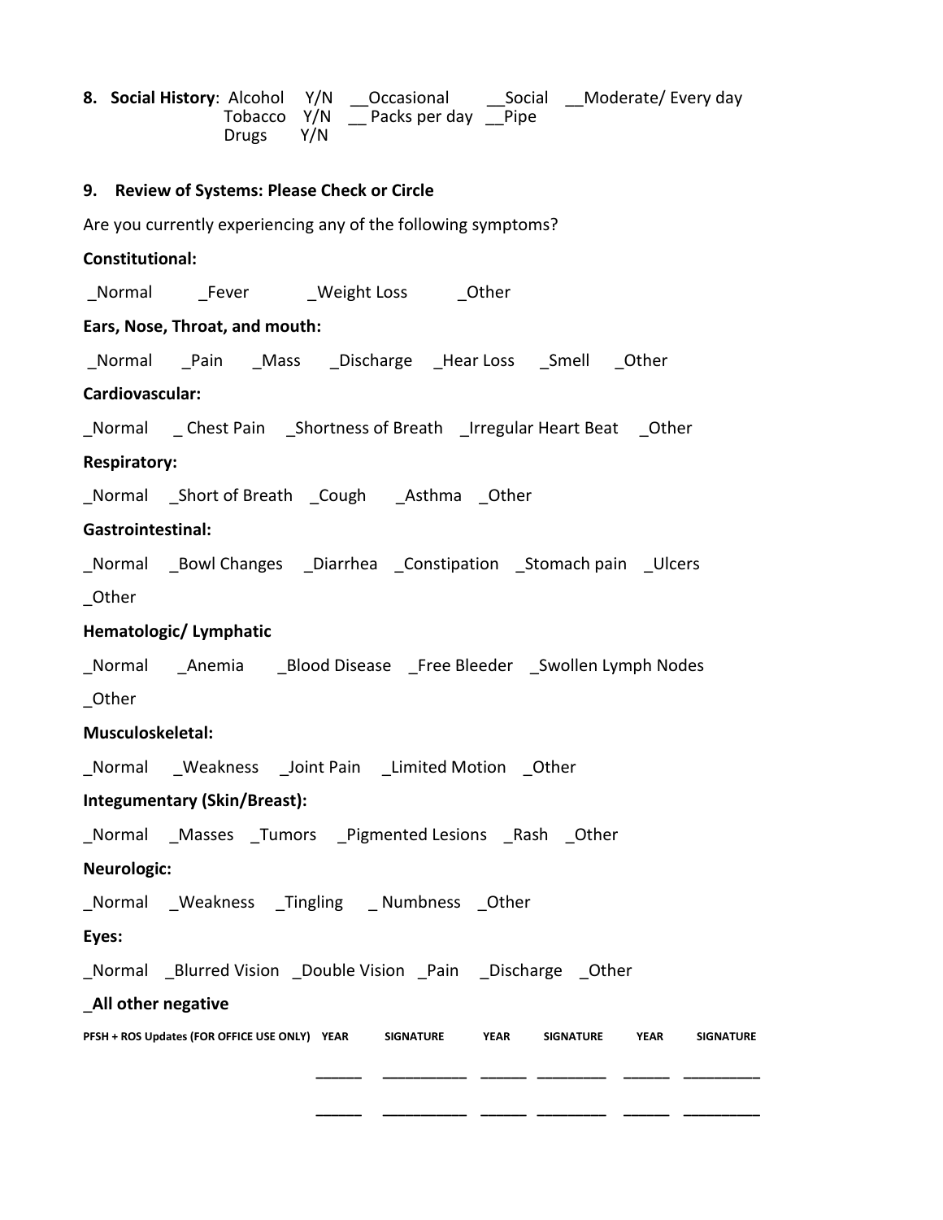**8. Social History**: Alcohol Y/N __Occasional __Social __Moderate/ Every day
Tobacco Y/N __ Packs per day __Pipe
Drugs Y/N

**9. Review of Systems: Please Check or Circle**

Are you currently experiencing any of the following symptoms?

**Constitutional:**

_Normal _Fever _Weight Loss _Other

**Ears, Nose, Throat, and mouth:**

_Normal _Pain _Mass _Discharge _Hear Loss _Smell _Other

**Cardiovascular:**

_Normal _ Chest Pain _Shortness of Breath _Irregular Heart Beat _Other

**Respiratory:**

_Normal _Short of Breath _Cough _Asthma _Other

**Gastrointestinal:**

_Normal _Bowl Changes _Diarrhea _Constipation _Stomach pain _Ulcers _Other

**Hematologic/ Lymphatic**

_Normal _Anemia _Blood Disease _Free Bleeder _Swollen Lymph Nodes _Other

**Musculoskeletal:**

_Normal _Weakness _Joint Pain _Limited Motion _Other

**Integumentary (Skin/Breast):**

_Normal _Masses _Tumors _Pigmented Lesions _Rash _Other

**Neurologic:**

_Normal _Weakness _Tingling _ Numbness _Other

**Eyes:**

_Normal _Blurred Vision _Double Vision _Pain _Discharge _Other

**_All other negative**

| PFSH + ROS Updates (FOR OFFICE USE ONLY) | YEAR | SIGNATURE | YEAR | SIGNATURE | YEAR | SIGNATURE |
|---|---|---|---|---|---|---|
| | ______ | __________ | ______ | ________ | ______ | _________ |
| | ______ | __________ | ______ | ________ | ______ | _________ |